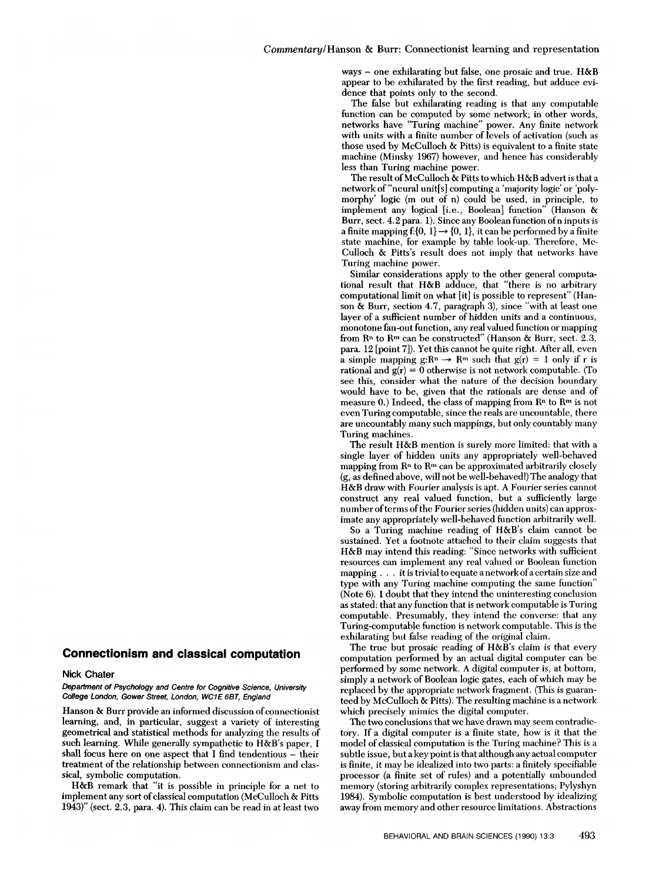ways – one exhilarating but false, one prosaic and true. H&B appear to be exhilarated by the first reading, but adduce evidence that points only to the second.

The false but exhilarating reading is that any computable function can be computed by some network; in other words, networks have "Turing machine" power. Any finite network with units with a finite number of levels of activation (such as those used by McCulloch & Pitts) is equivalent to a finite state machine (Minsky 1967) however, and hence has considerably less than Turing machine power.

The result of McCulloch & Pitts to which H&B advert is that a network of "neural unit[s] computing a 'majority logic' or 'polymorphy' logic (m out of n) could be used, in principle, to implement any logical [i.e., Boolean] function" (Hanson & Burr, sect. 4.2 para. 1). Since any Boolean function of n inputs is a finite mapping $f:\{0, 1\} \rightarrow \{0, 1\}$, it can be performed by a finite state machine, for example by table look-up. Therefore, McCulloch & Pitts's result does not imply that networks have Turing machine power.

Similar considerations apply to the other general computational result that H&B adduce, that "there is no arbitrary computational limit on what [it] is possible to represent" (Hanson & Burr, section 4.7, paragraph 3), since "with at least one layer of a sufficient number of hidden units and a continuous, monotone fan-out function, any real valued function or mapping from $R^n$ to $R^m$ can be constructed" (Hanson & Burr, sect. 2.3, para. 12 [point 7]). Yet this cannot be quite right. After all, even a simple mapping $g:R^n \rightarrow R^m$ such that $g(r) = 1$ only if r is rational and $g(r) = 0$ otherwise is not network computable. (To see this, consider what the nature of the decision boundary would have to be, given that the rationals are dense and of measure 0.) Indeed, the class of mapping from $R^n$ to $R^m$ is not even Turing computable, since the reals are uncountable, there are uncountably many such mappings, but only countably many Turing machines.

The result H&B mention is surely more limited: that with a single layer of hidden units any appropriately well-behaved mapping from $R^n$ to $R^m$ can be approximated arbitrarily closely (g, as defined above, will not be well-behaved!) The analogy that H&B draw with Fourier analysis is apt. A Fourier series cannot construct any real valued function, but a sufficiently large number of terms of the Fourier series (hidden units) can approximate any appropriately well-behaved function arbitrarily well.

So a Turing machine reading of H&B's claim cannot be sustained. Yet a footnote attached to their claim suggests that H&B may intend this reading: "Since networks with sufficient resources can implement any real valued or Boolean function mapping . . . it is trivial to equate a network of a certain size and type with any Turing machine computing the same function" (Note 6). I doubt that they intend the uninteresting conclusion as stated: that any function that is network computable is Turing computable. Presumably, they intend the converse: that any Turing-computable function is network computable. This is the exhilarating but false reading of the original claim.

The true but prosaic reading of H&B's claim is that every computation performed by an actual digital computer can be performed by some network. A digital computer is, at bottom, simply a network of Boolean logic gates, each of which may be replaced by the appropriate network fragment. (This *is* guaranteed by McCulloch & Pitts). The resulting machine is a network which precisely mimics the digital computer.

The two conclusions that we have drawn may seem contradictory. If a digital computer is a finite state, how is it that the model of classical computation is the Turing machine? This is a subtle issue, but a key point is that although any actual computer is finite, it may be idealized into two parts: a finitely specifiable processor (a finite set of rules) and a potentially unbounded memory (storing arbitrarily complex representations; Pylyshyn 1984). Symbolic computation is best understood by idealizing away from memory and other resource limitations. Abstractions

## Connectionism and classical computation

**Nick Chater**

*Department of Psychology and Centre for Cognitive Science, University College London, Gower Street, London, WC1E 6BT, England*

Hanson & Burr provide an informed discussion of connectionist learning, and, in particular, suggest a variety of interesting geometrical and statistical methods for analyzing the results of such learning. While generally sympathetic to H&B's paper, I shall focus here on one aspect that I find tendentious – their treatment of the relationship between connectionism and classical, symbolic computation.

H&B remark that "it is possible in principle for a net to implement any sort of classical computation (McCulloch & Pitts 1943)" (sect. 2.3, para. 4). This claim can be read in at least two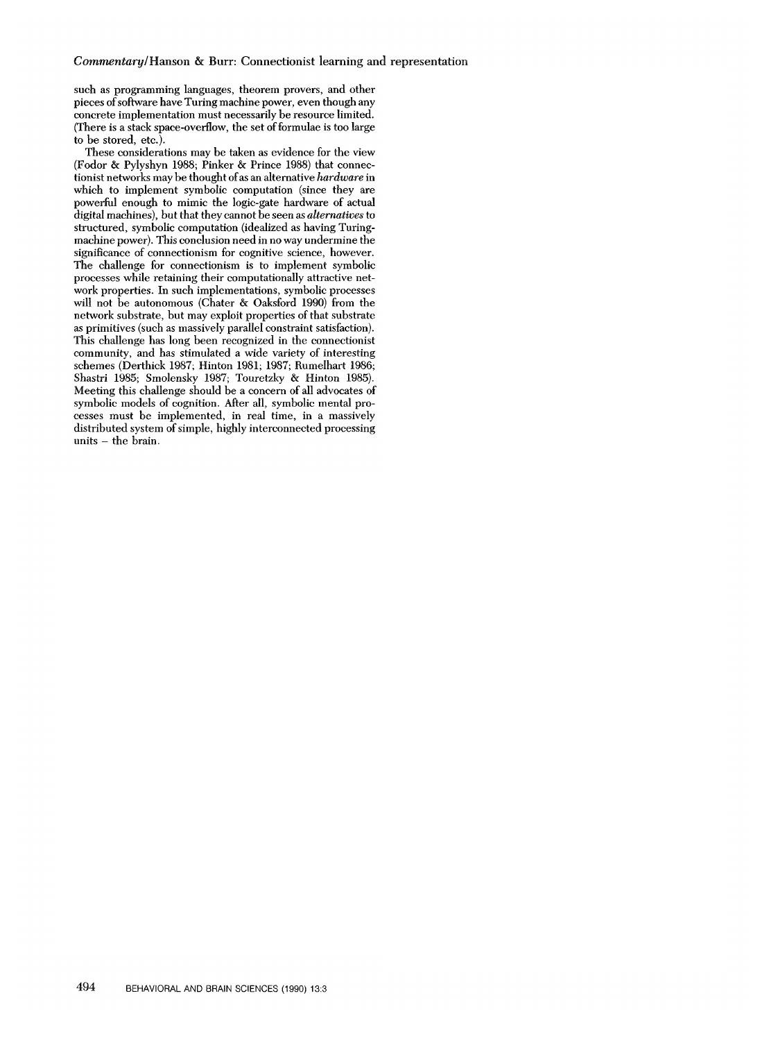such as programming languages, theorem provers, and other pieces of software have Turing machine power, even though any concrete implementation must necessarily be resource limited. (There is a stack space-overflow, the set of formulae is too large to be stored, etc.).

These considerations may be taken as evidence for the view (Fodor & Pylyshyn 1988; Pinker & Prince 1988) that connectionist networks may be thought of as an alternative *hardware* in which to implement symbolic computation (since they are powerful enough to mimic the logic-gate hardware of actual digital machines), but that they cannot be seen as *alternatives* to structured, symbolic computation (idealized as having Turing-machine power). This conclusion need in no way undermine the significance of connectionism for cognitive science, however. The challenge for connectionism is to implement symbolic processes while retaining their computationally attractive network properties. In such implementations, symbolic processes will not be autonomous (Chater & Oaksford 1990) from the network substrate, but may exploit properties of that substrate as primitives (such as massively parallel constraint satisfaction). This challenge has long been recognized in the connectionist community, and has stimulated a wide variety of interesting schemes (Derthick 1987; Hinton 1981; 1987; Rumelhart 1986; Shastri 1985; Smolensky 1987; Touretzky & Hinton 1985). Meeting this challenge should be a concern of all advocates of symbolic models of cognition. After all, symbolic mental processes must be implemented, in real time, in a massively distributed system of simple, highly interconnected processing units – the brain.